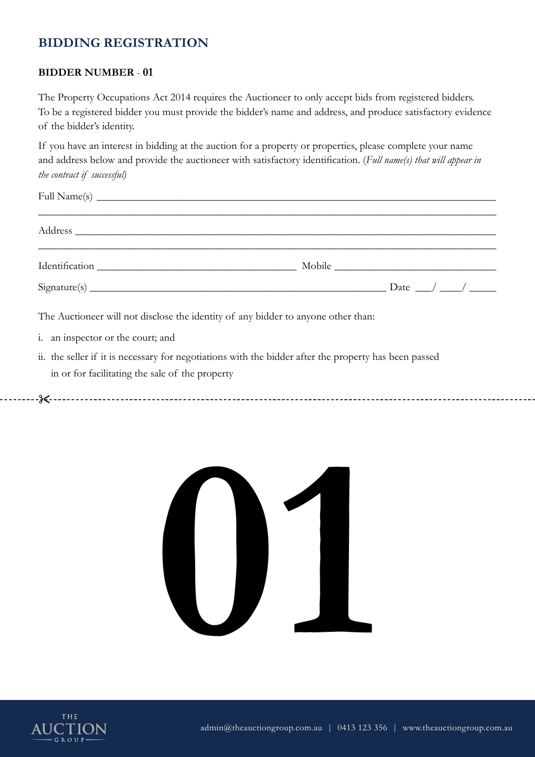# BIDDING REGISTRATION

**BIDDER NUMBER - 01**

The Property Occupations Act 2014 requires the Auctioneer to only accept bids from registered bidders. To be a registered bidder you must provide the bidder's name and address, and produce satisfactory evidence of the bidder's identity.

If you have an interest in bidding at the auction for a property or properties, please complete your name and address below and provide the auctioneer with satisfactory identification. (*Full name(s) that will appear in the contract if successful)*

Full Name(s) ______________________________________________________________________________

_______________________________________________________________________________________

Address _________________________________________________________________________________

_______________________________________________________________________________________

Identification ______________________________________ Mobile ______________________________

Signature(s) ________________________________________________________ Date ___/ ____/ _____

The Auctioneer will not disclose the identity of any bidder to anyone other than:

i. an inspector or the court; and

ii. the seller if it is necessary for negotiations with the bidder after the property has been passed in or for facilitating the sale of the property

---

# 01

THE AUCTION GROUP

admin@theauctiongroup.com.au | 0413 123 356 | www.theauctiongroup.com.au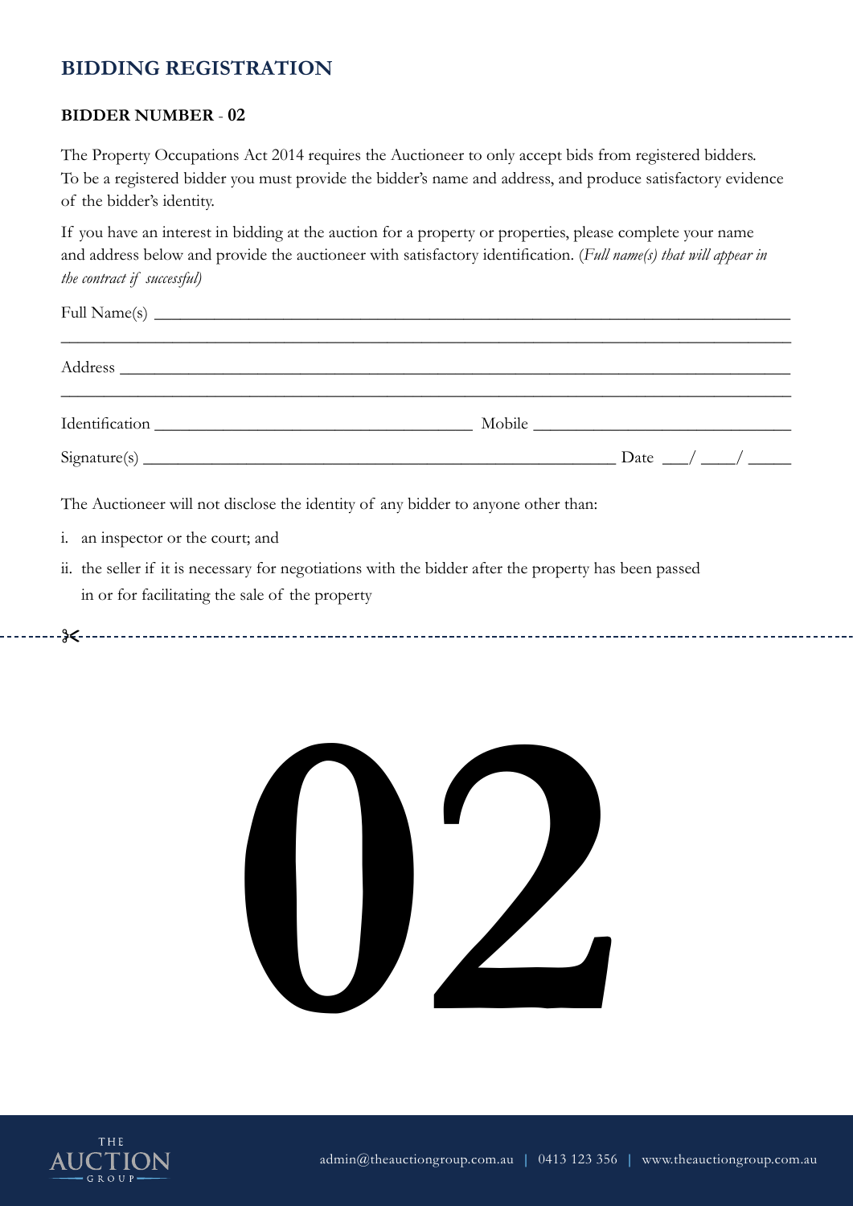## BIDDING REGISTRATION

**BIDDER NUMBER - 02**

The Property Occupations Act 2014 requires the Auctioneer to only accept bids from registered bidders. To be a registered bidder you must provide the bidder's name and address, and produce satisfactory evidence of the bidder's identity.

If you have an interest in bidding at the auction for a property or properties, please complete your name and address below and provide the auctioneer with satisfactory identification. (*Full name(s) that will appear in the contract if successful)*

Full Name(s) ________________________________________________________________________

____________________________________________________________________________________

Address ____________________________________________________________________________

____________________________________________________________________________________

Identification ___________________________________ Mobile ____________________________

Signature(s) ____________________________________________________ Date ___/ ___/ _____

The Auctioneer will not disclose the identity of any bidder to anyone other than:

i. an inspector or the court; and

ii. the seller if it is necessary for negotiations with the bidder after the property has been passed in or for facilitating the sale of the property

# 02

THE AUCTION GROUP

admin@theauctiongroup.com.au | 0413 123 356 | www.theauctiongroup.com.au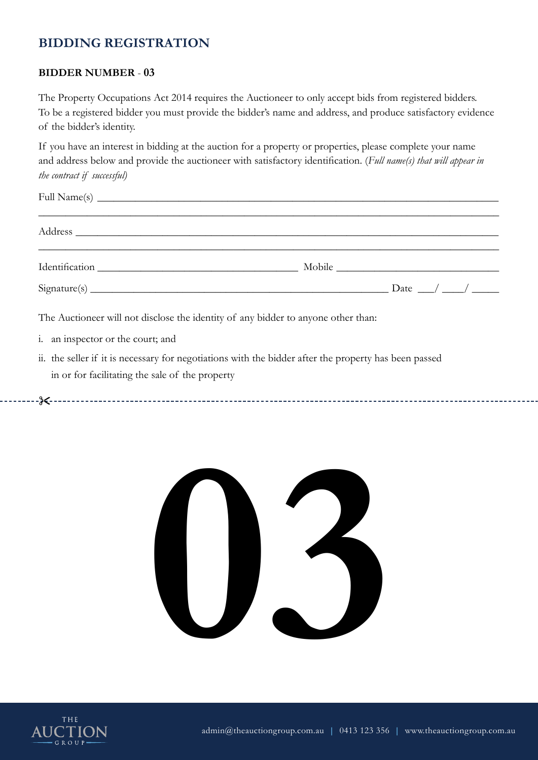# BIDDING REGISTRATION

**BIDDER NUMBER - 03**

The Property Occupations Act 2014 requires the Auctioneer to only accept bids from registered bidders. To be a registered bidder you must provide the bidder's name and address, and produce satisfactory evidence of the bidder's identity.

If you have an interest in bidding at the auction for a property or properties, please complete your name and address below and provide the auctioneer with satisfactory identification. (*Full name(s) that will appear in the contract if successful)*

Full Name(s) ______________________________________________

______________________________________________

Address ______________________________________________

______________________________________________

Identification ______________________ Mobile ______________________

Signature(s) ______________________________ Date ___/ ___/ _____

The Auctioneer will not disclose the identity of any bidder to anyone other than:

i. an inspector or the court; and

ii. the seller if it is necessary for negotiations with the bidder after the property has been passed in or for facilitating the sale of the property

✂------------------------------------------------------------

# 03

THE AUCTION GROUP

admin@theauctiongroup.com.au | 0413 123 356 | www.theauctiongroup.com.au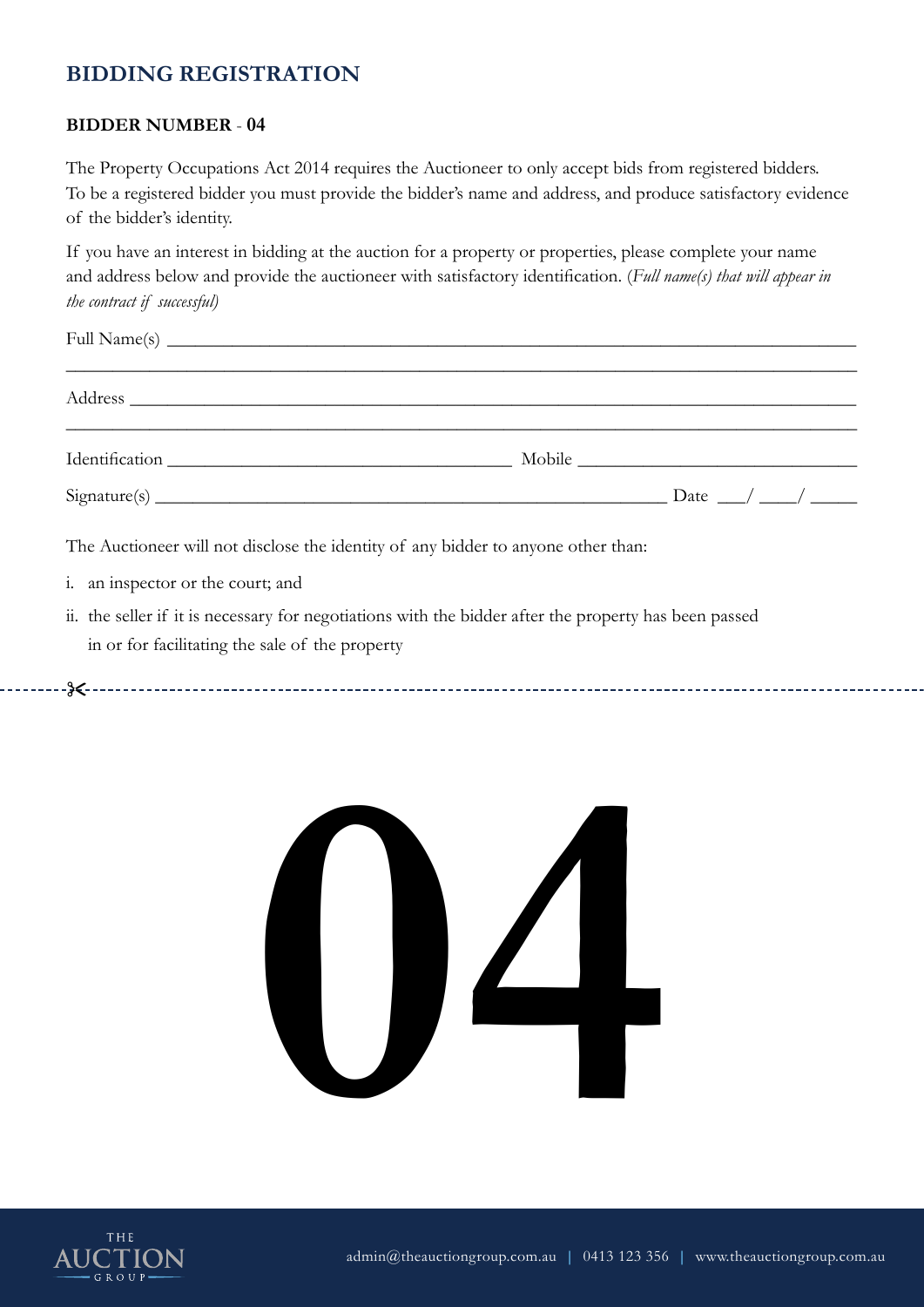## BIDDING REGISTRATION

**BIDDER NUMBER - 04**

The Property Occupations Act 2014 requires the Auctioneer to only accept bids from registered bidders. To be a registered bidder you must provide the bidder's name and address, and produce satisfactory evidence of the bidder's identity.

If you have an interest in bidding at the auction for a property or properties, please complete your name and address below and provide the auctioneer with satisfactory identification. (*Full name(s) that will appear in the contract if successful)*

Full Name(s) ______________________________________________________________________

__________________________________________________________________________________

Address __________________________________________________________________________

__________________________________________________________________________________

Identification ______________________________ Mobile ______________________________

Signature(s) ____________________________________________ Date ___/ ___/ _____

The Auctioneer will not disclose the identity of any bidder to anyone other than:

i. an inspector or the court; and

ii. the seller if it is necessary for negotiations with the bidder after the property has been passed in or for facilitating the sale of the property

---

# 04

admin@theauctiongroup.com.au | 0413 123 356 | www.theauctiongroup.com.au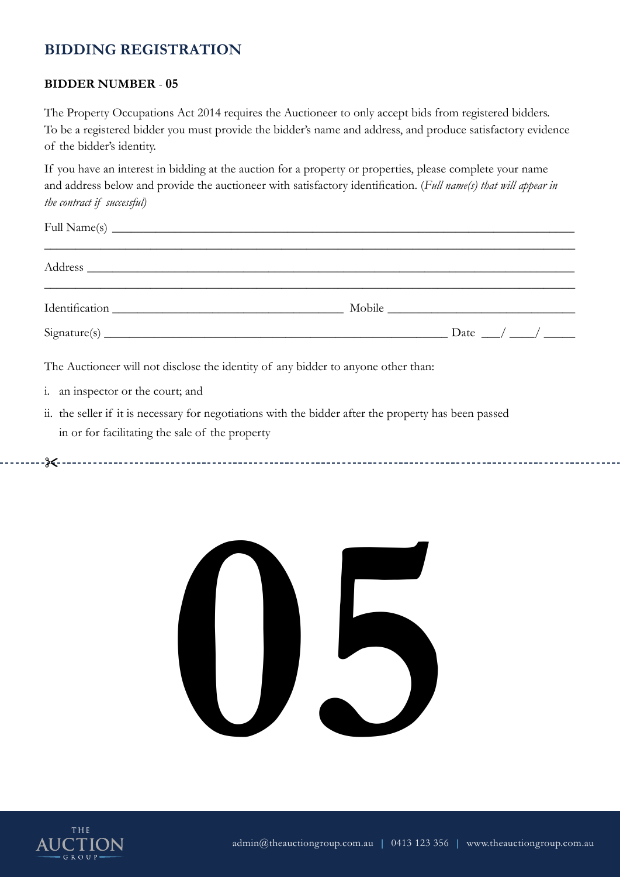## BIDDING REGISTRATION

**BIDDER NUMBER** - **05**

The Property Occupations Act 2014 requires the Auctioneer to only accept bids from registered bidders. To be a registered bidder you must provide the bidder's name and address, and produce satisfactory evidence of the bidder's identity.

If you have an interest in bidding at the auction for a property or properties, please complete your name and address below and provide the auctioneer with satisfactory identification. (*Full name(s) that will appear in the contract if successful)*

Full Name(s) ____________________________________________________________

________________________________________________________________________

Address ________________________________________________________________

________________________________________________________________________

Identification ______________________________ Mobile ________________________

Signature(s) ____________________________________________ Date ___/ ___/ _____

The Auctioneer will not disclose the identity of any bidder to anyone other than:

i. an inspector or the court; and

ii. the seller if it is necessary for negotiations with the bidder after the property has been passed in or for facilitating the sale of the property

---

# 05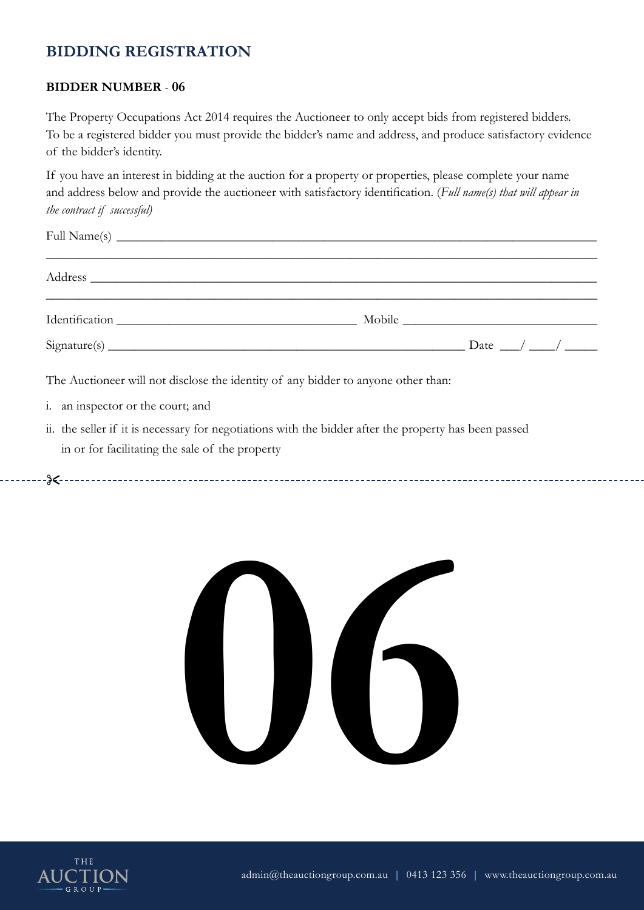## BIDDING REGISTRATION

**BIDDER NUMBER - 06**

The Property Occupations Act 2014 requires the Auctioneer to only accept bids from registered bidders. To be a registered bidder you must provide the bidder's name and address, and produce satisfactory evidence of the bidder's identity.

If you have an interest in bidding at the auction for a property or properties, please complete your name and address below and provide the auctioneer with satisfactory identification. (*Full name(s) that will appear in the contract if successful)*

Full Name(s) ______________________________________________________________________

______________________________________________________________________________

Address __________________________________________________________________________

______________________________________________________________________________

Identification ________________________________ Mobile ___________________________

Signature(s) ______________________________________________ Date ___/ ___/ _____

The Auctioneer will not disclose the identity of any bidder to anyone other than:

i. an inspector or the court; and

ii. the seller if it is necessary for negotiations with the bidder after the property has been passed in or for facilitating the sale of the property

# 06

THE AUCTION GROUP

admin@theauctiongroup.com.au | 0413 123 356 | www.theauctiongroup.com.au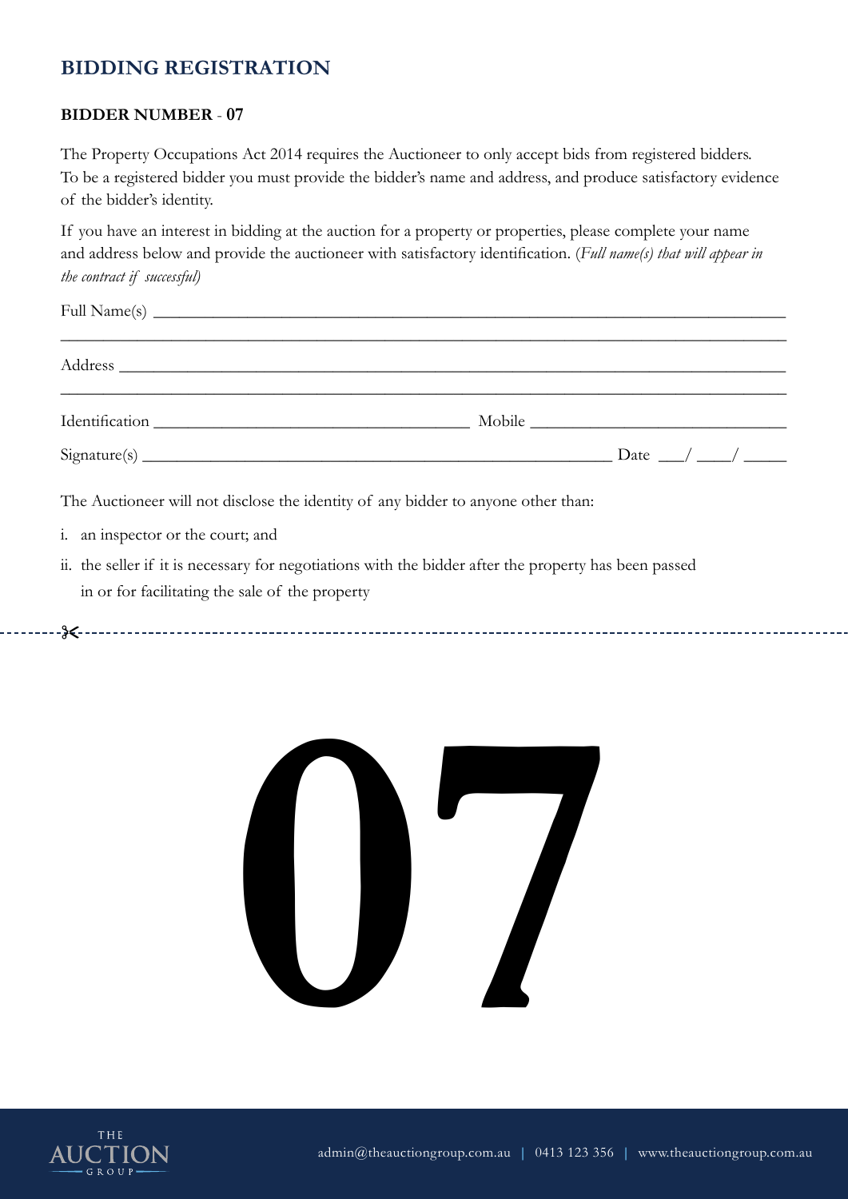## BIDDING REGISTRATION

**BIDDER NUMBER - 07**

The Property Occupations Act 2014 requires the Auctioneer to only accept bids from registered bidders. To be a registered bidder you must provide the bidder's name and address, and produce satisfactory evidence of the bidder's identity.

If you have an interest in bidding at the auction for a property or properties, please complete your name and address below and provide the auctioneer with satisfactory identification. (*Full name(s) that will appear in the contract if successful)*

Full Name(s) ______________________________________________________________________

______________________________________________________________________________

Address __________________________________________________________________________

______________________________________________________________________________

Identification ___________________________________ Mobile ____________________________

Signature(s) ______________________________________________________ Date ___/ ___/ _____

The Auctioneer will not disclose the identity of any bidder to anyone other than:

i. an inspector or the court; and

ii. the seller if it is necessary for negotiations with the bidder after the property has been passed in or for facilitating the sale of the property

# 07

admin@theauctiongroup.com.au | 0413 123 356 | www.theauctiongroup.com.au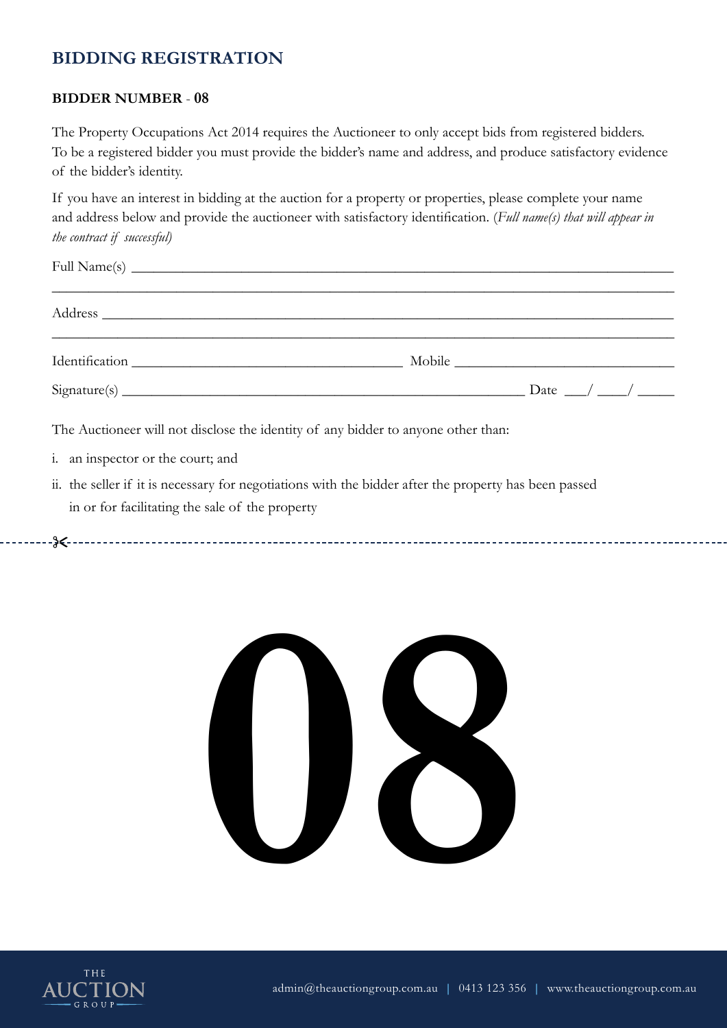## BIDDING REGISTRATION

**BIDDER NUMBER - 08**

The Property Occupations Act 2014 requires the Auctioneer to only accept bids from registered bidders. To be a registered bidder you must provide the bidder's name and address, and produce satisfactory evidence of the bidder's identity.

If you have an interest in bidding at the auction for a property or properties, please complete your name and address below and provide the auctioneer with satisfactory identification. (*Full name(s) that will appear in the contract if successful)*

Full Name(s) ________________________________________________________________

________________________________________________________________

Address ________________________________________________________________

________________________________________________________________

Identification ______________________________ Mobile ______________________________

Signature(s) ______________________________________________ Date ___/ ___/ _____

The Auctioneer will not disclose the identity of any bidder to anyone other than:

i. an inspector or the court; and

ii. the seller if it is necessary for negotiations with the bidder after the property has been passed in or for facilitating the sale of the property

---

# 08

admin@theauctiongroup.com.au | 0413 123 356 | www.theauctiongroup.com.au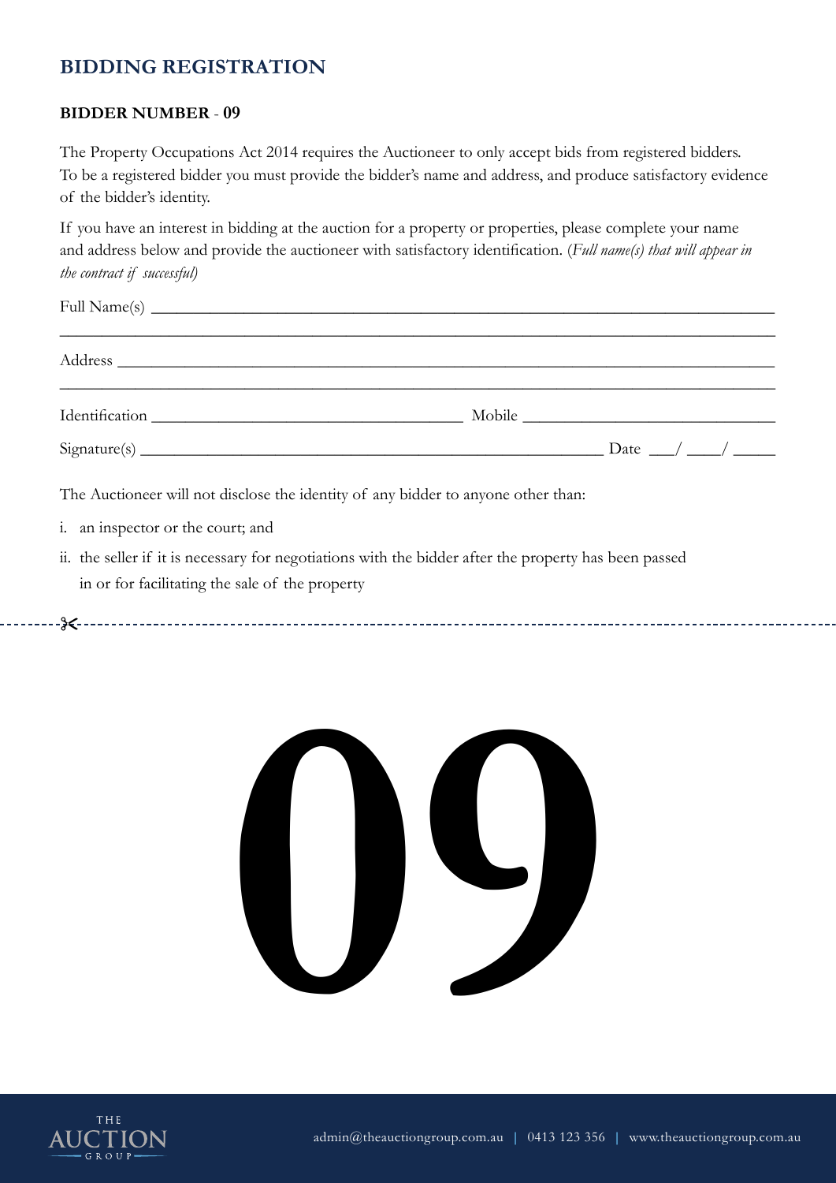## BIDDING REGISTRATION

**BIDDER NUMBER - 09**

The Property Occupations Act 2014 requires the Auctioneer to only accept bids from registered bidders. To be a registered bidder you must provide the bidder's name and address, and produce satisfactory evidence of the bidder's identity.

If you have an interest in bidding at the auction for a property or properties, please complete your name and address below and provide the auctioneer with satisfactory identification. (*Full name(s) that will appear in the contract if successful)*

Full Name(s) ______________________________________________________________________

__________________________________________________________________________________

Address __________________________________________________________________________

__________________________________________________________________________________

Identification ____________________________________ Mobile ____________________________

Signature(s) ________________________________________________ Date ___/ ____/ _____

The Auctioneer will not disclose the identity of any bidder to anyone other than:

i. an inspector or the court; and

ii. the seller if it is necessary for negotiations with the bidder after the property has been passed in or for facilitating the sale of the property

---

# 09

THE AUCTION GROUP

admin@theauctiongroup.com.au | 0413 123 356 | www.theauctiongroup.com.au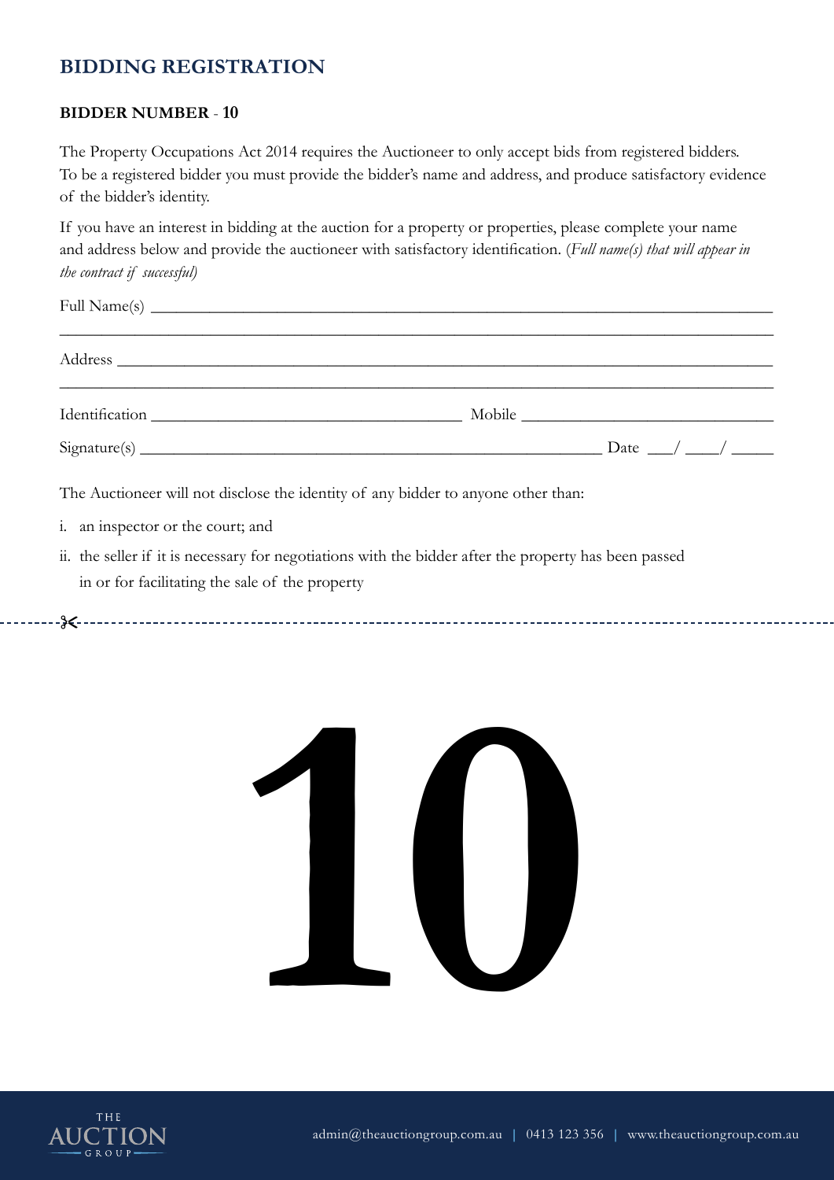## BIDDING REGISTRATION

**BIDDER NUMBER - 10**

The Property Occupations Act 2014 requires the Auctioneer to only accept bids from registered bidders. To be a registered bidder you must provide the bidder's name and address, and produce satisfactory evidence of the bidder's identity.

If you have an interest in bidding at the auction for a property or properties, please complete your name and address below and provide the auctioneer with satisfactory identification. (*Full name(s) that will appear in the contract if successful)*

Full Name(s) ______________________________________________________________

______________________________________________________________________

Address _________________________________________________________________

______________________________________________________________________

Identification ______________________________ Mobile ________________________

Signature(s) ___________________________________________ Date ___/ ___/ _____

The Auctioneer will not disclose the identity of any bidder to anyone other than:

i. an inspector or the court; and

ii. the seller if it is necessary for negotiations with the bidder after the property has been passed in or for facilitating the sale of the property

---

# 10

admin@theauctiongroup.com.au | 0413 123 356 | www.theauctiongroup.com.au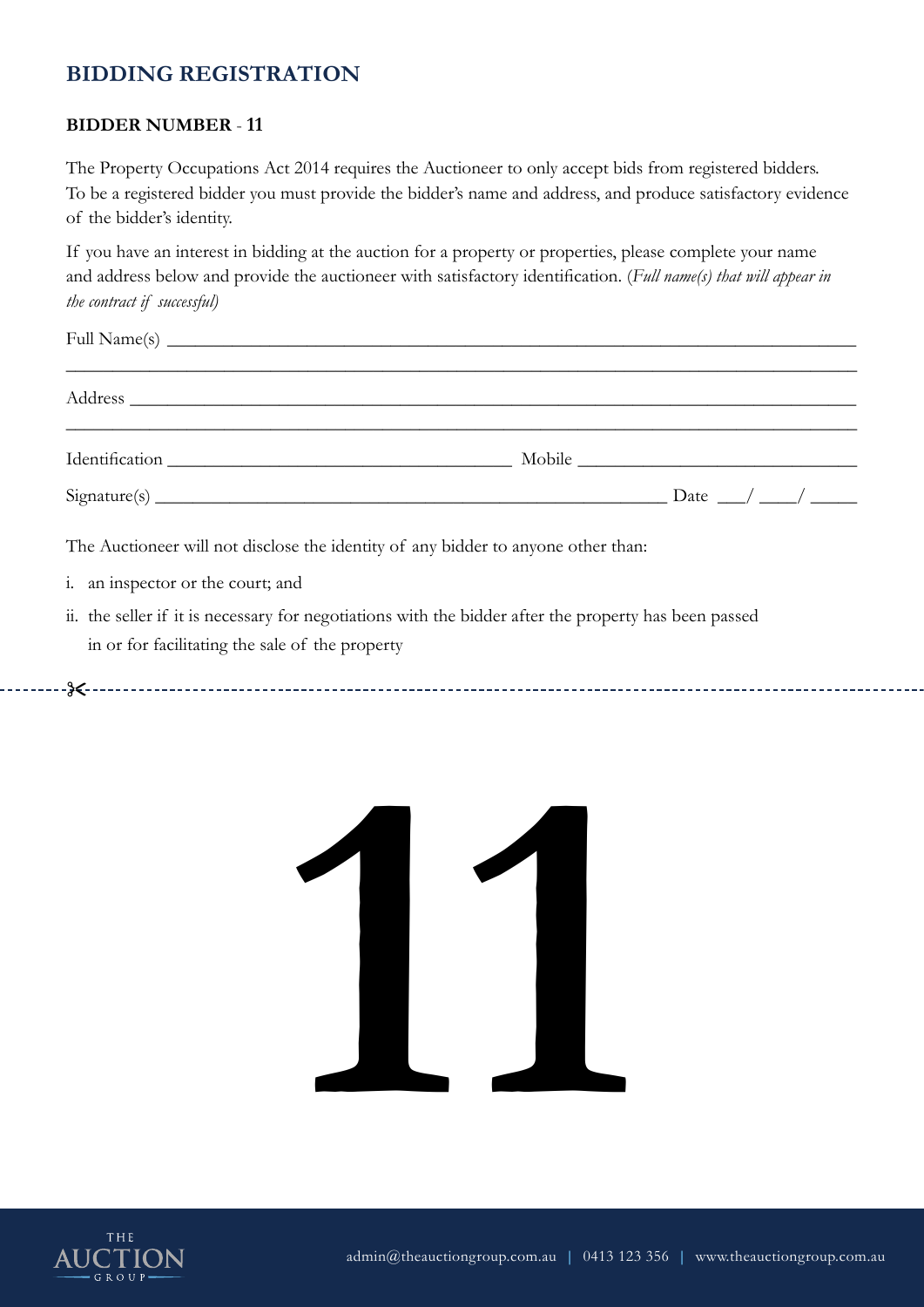## BIDDING REGISTRATION

**BIDDER NUMBER** - **11**

The Property Occupations Act 2014 requires the Auctioneer to only accept bids from registered bidders. To be a registered bidder you must provide the bidder's name and address, and produce satisfactory evidence of the bidder's identity.

If you have an interest in bidding at the auction for a property or properties, please complete your name and address below and provide the auctioneer with satisfactory identification. (*Full name(s) that will appear in the contract if successful)*

Full Name(s) ____________________________________________________________________________

______________________________________________________________________________________

Address ________________________________________________________________________________

______________________________________________________________________________________

Identification ______________________________________ Mobile ______________________________

Signature(s) _______________________________________________________ Date ___/ ____/ _____

The Auctioneer will not disclose the identity of any bidder to anyone other than:

i. an inspector or the court; and

ii. the seller if it is necessary for negotiations with the bidder after the property has been passed in or for facilitating the sale of the property

✂ - - - - - - - - - - - - - - - - - - - - - - - - - - - - - - - - - - - - - - - - - - - - - - - - - - - - -

# 11

THE AUCTION GROUP

admin@theauctiongroup.com.au | 0413 123 356 | www.theauctiongroup.com.au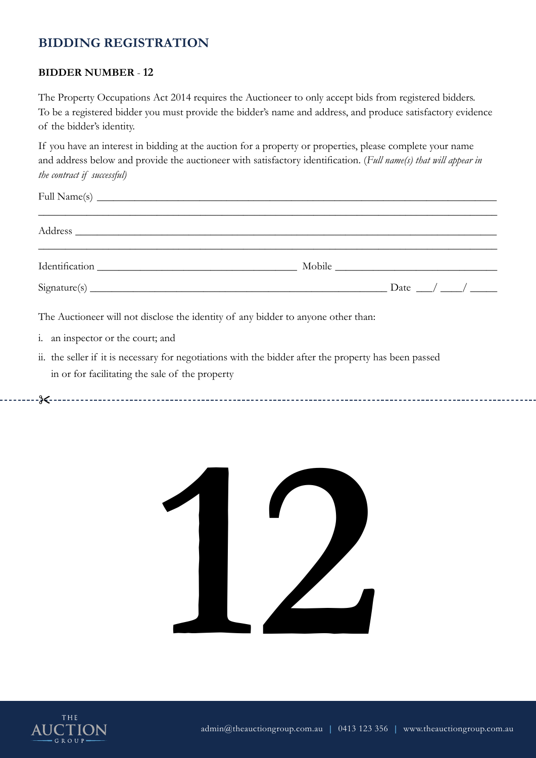## BIDDING REGISTRATION

**BIDDER NUMBER** - **12**

The Property Occupations Act 2014 requires the Auctioneer to only accept bids from registered bidders. To be a registered bidder you must provide the bidder's name and address, and produce satisfactory evidence of the bidder's identity.

If you have an interest in bidding at the auction for a property or properties, please complete your name and address below and provide the auctioneer with satisfactory identification. (*Full name(s) that will appear in the contract if successful)*

Full Name(s) ______________________________________________________________

______________________________________________________________

Address ______________________________________________________________

______________________________________________________________

Identification ______________________________ Mobile ______________________

Signature(s) ______________________________________________ Date ___/ ___/ _____

The Auctioneer will not disclose the identity of any bidder to anyone other than:

i. an inspector or the court; and

ii. the seller if it is necessary for negotiations with the bidder after the property has been passed in or for facilitating the sale of the property

# 12

admin@theauctiongroup.com.au | 0413 123 356 | www.theauctiongroup.com.au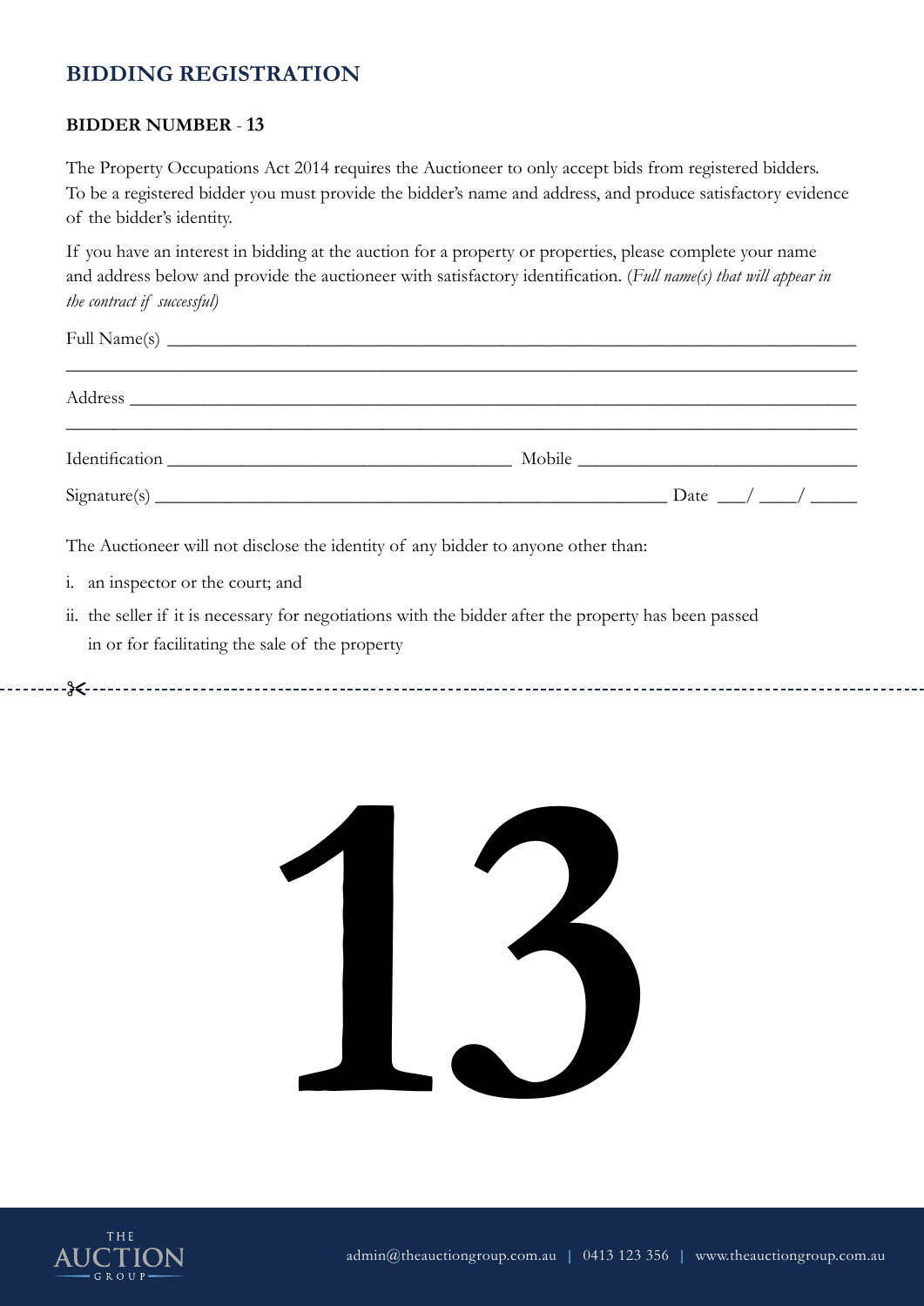## BIDDING REGISTRATION

**BIDDER NUMBER - 13**

The Property Occupations Act 2014 requires the Auctioneer to only accept bids from registered bidders. To be a registered bidder you must provide the bidder's name and address, and produce satisfactory evidence of the bidder's identity.

If you have an interest in bidding at the auction for a property or properties, please complete your name and address below and provide the auctioneer with satisfactory identification. (*Full name(s) that will appear in the contract if successful)*

Full Name(s) ______________________________________________________________________

__________________________________________________________________________________

Address __________________________________________________________________________

__________________________________________________________________________________

Identification ____________________________________ Mobile ___________________________

Signature(s) _________________________________________________ Date ___/ ___/ _____

The Auctioneer will not disclose the identity of any bidder to anyone other than:

i. an inspector or the court; and

ii. the seller if it is necessary for negotiations with the bidder after the property has been passed in or for facilitating the sale of the property

---

# 13

THE AUCTION GROUP

admin@theauctiongroup.com.au | 0413 123 356 | www.theauctiongroup.com.au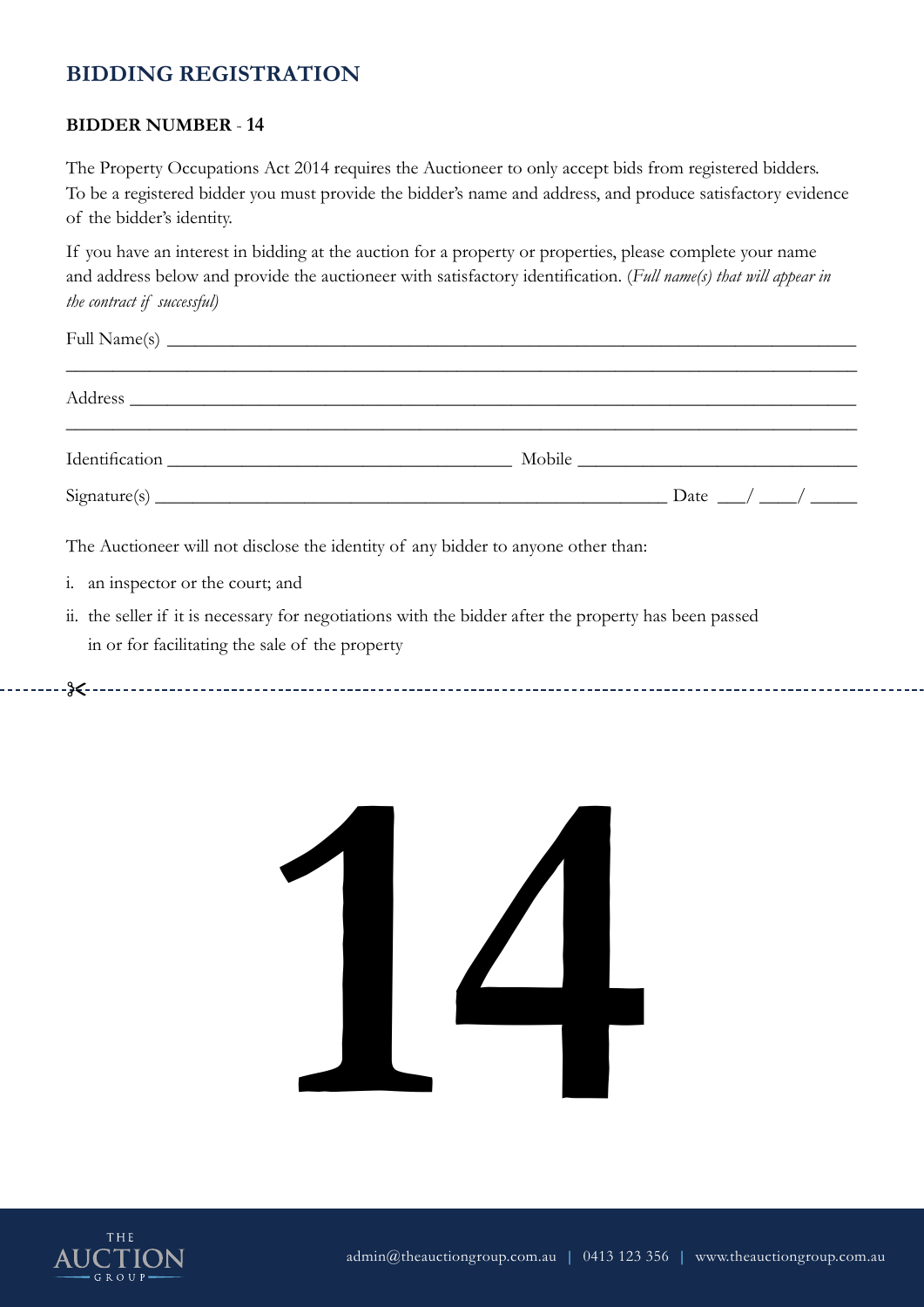# BIDDING REGISTRATION

**BIDDER NUMBER - 14**

The Property Occupations Act 2014 requires the Auctioneer to only accept bids from registered bidders. To be a registered bidder you must provide the bidder's name and address, and produce satisfactory evidence of the bidder's identity.

If you have an interest in bidding at the auction for a property or properties, please complete your name and address below and provide the auctioneer with satisfactory identification. (*Full name(s) that will appear in the contract if successful)*

Full Name(s) ____________________________________________________________________________

________________________________________________________________________________________

Address ________________________________________________________________________________

________________________________________________________________________________________

Identification ______________________________________ Mobile ______________________________

Signature(s) ____________________________________________________ Date ___/ ___/ _____

The Auctioneer will not disclose the identity of any bidder to anyone other than:

i. an inspector or the court; and

ii. the seller if it is necessary for negotiations with the bidder after the property has been passed in or for facilitating the sale of the property

✂- - - - - - - - - - - - - - - - - - - - - - - - - - - - - - - - - - - - - - - - - - - - - - - -

# 14

THE AUCTION GROUP

admin@theauctiongroup.com.au | 0413 123 356 | www.theauctiongroup.com.au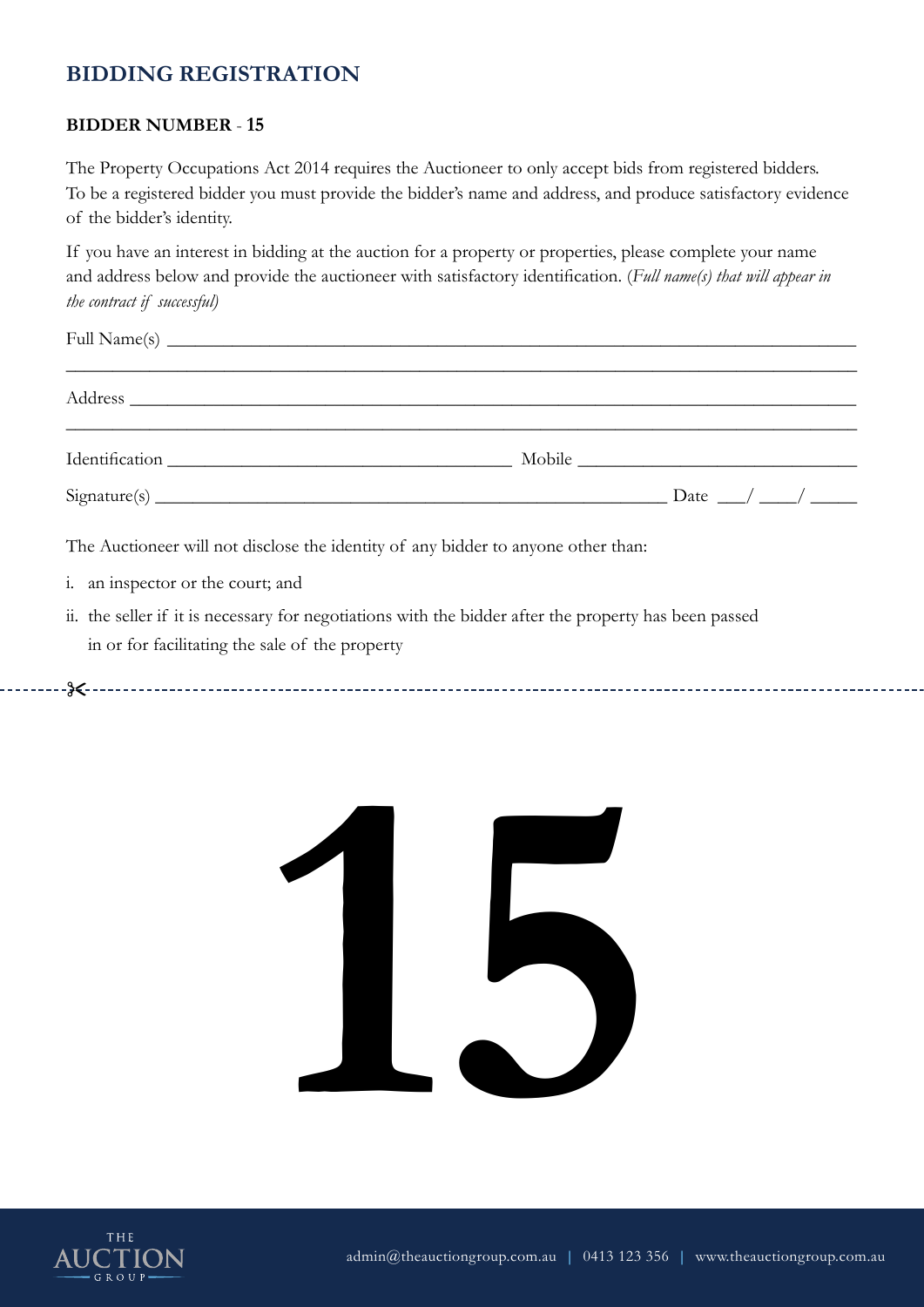## BIDDING REGISTRATION

**BIDDER NUMBER - 15**

The Property Occupations Act 2014 requires the Auctioneer to only accept bids from registered bidders. To be a registered bidder you must provide the bidder's name and address, and produce satisfactory evidence of the bidder's identity.

If you have an interest in bidding at the auction for a property or properties, please complete your name and address below and provide the auctioneer with satisfactory identification. (*Full name(s) that will appear in the contract if successful)*

Full Name(s) ____________________________________________________________________________

_____________________________________________________________________________________

Address ________________________________________________________________________________

_____________________________________________________________________________________

Identification ______________________________________ Mobile ______________________________

Signature(s) ________________________________________________________ Date ___/ ____/ _____

The Auctioneer will not disclose the identity of any bidder to anyone other than:

i. an inspector or the court; and

ii. the seller if it is necessary for negotiations with the bidder after the property has been passed in or for facilitating the sale of the property

✂- - - - - - - - - - - - - - - - - - - - - - - - - - - - - - - - - - - - - - - - - - - - - - - - - - - - - -

# 15

THE AUCTION GROUP

admin@theauctiongroup.com.au | 0413 123 356 | www.theauctiongroup.com.au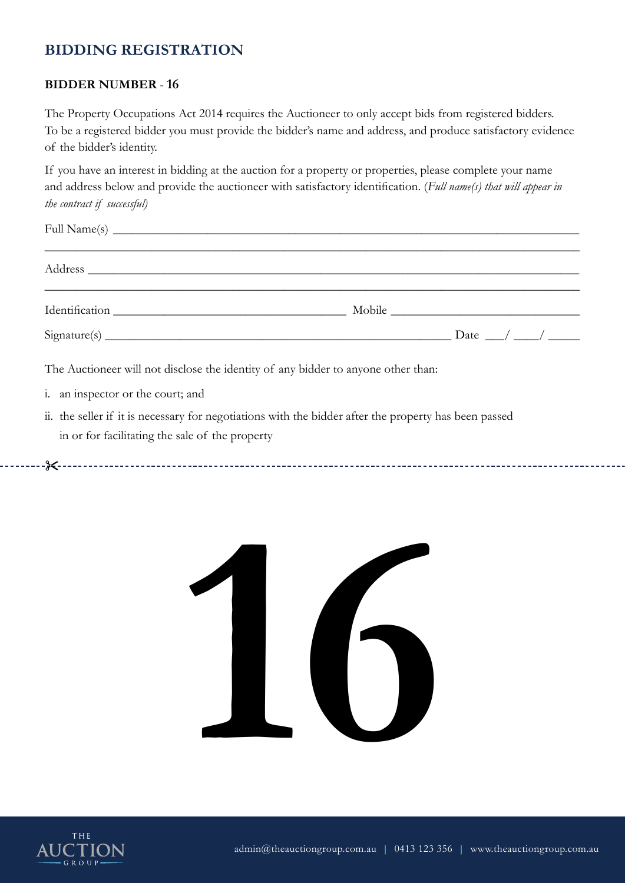## BIDDING REGISTRATION

**BIDDER NUMBER - 16**

The Property Occupations Act 2014 requires the Auctioneer to only accept bids from registered bidders. To be a registered bidder you must provide the bidder's name and address, and produce satisfactory evidence of the bidder's identity.

If you have an interest in bidding at the auction for a property or properties, please complete your name and address below and provide the auctioneer with satisfactory identification. (*Full name(s) that will appear in the contract if successful)*

Full Name(s) ____________________________________________________________________________

____________________________________________________________________________________

Address ________________________________________________________________________________

____________________________________________________________________________________

Identification ______________________________________ Mobile ______________________________

Signature(s) ________________________________________________________ Date ___/ ___/ _____

The Auctioneer will not disclose the identity of any bidder to anyone other than:

i. an inspector or the court; and

ii. the seller if it is necessary for negotiations with the bidder after the property has been passed in or for facilitating the sale of the property

# 16

THE AUCTION GROUP

admin@theauctiongroup.com.au | 0413 123 356 | www.theauctiongroup.com.au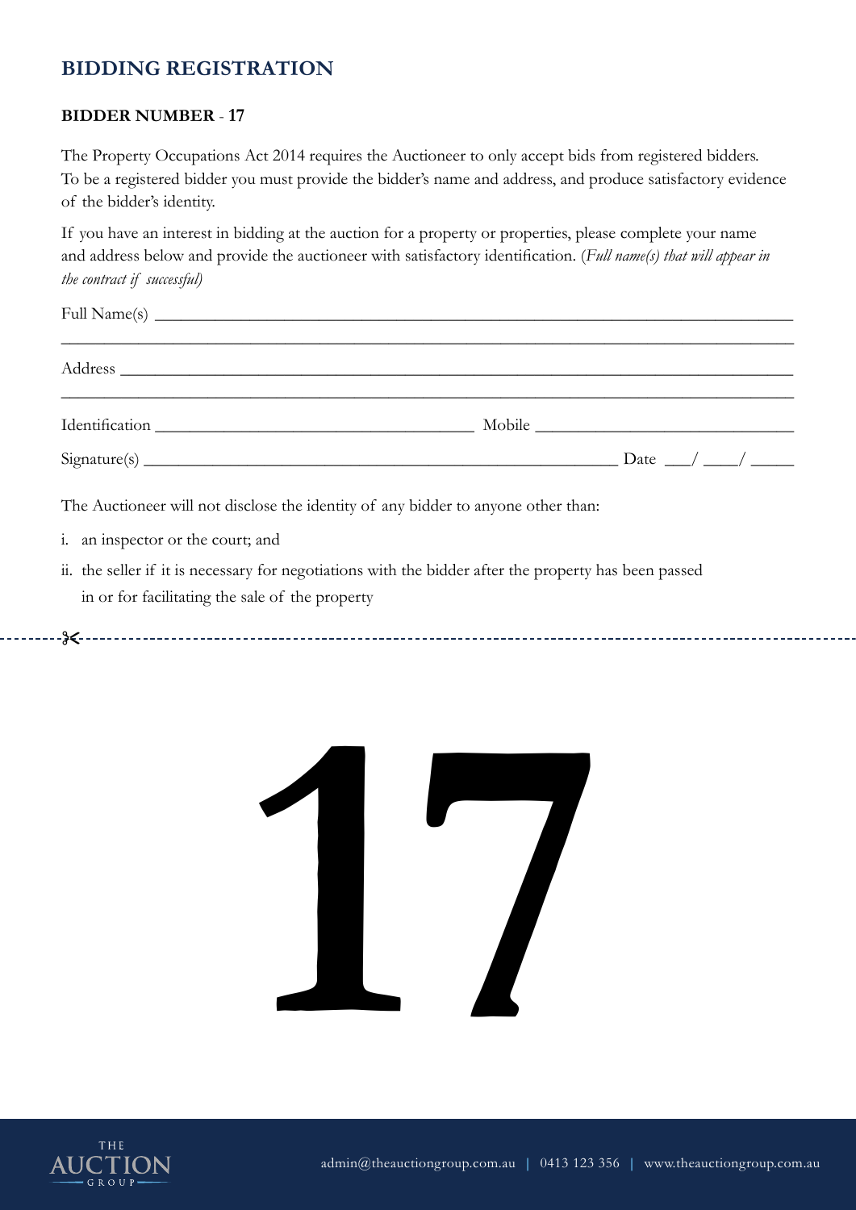## BIDDING REGISTRATION

**BIDDER NUMBER - 17**

The Property Occupations Act 2014 requires the Auctioneer to only accept bids from registered bidders. To be a registered bidder you must provide the bidder's name and address, and produce satisfactory evidence of the bidder's identity.

If you have an interest in bidding at the auction for a property or properties, please complete your name and address below and provide the auctioneer with satisfactory identification. (*Full name(s) that will appear in the contract if successful)*

Full Name(s) ____________________________________________________________

____________________________________________________________

Address ____________________________________________________________

____________________________________________________________

Identification ______________________________ Mobile ________________________

Signature(s) ____________________________________________ Date ___/ ___/ _____

The Auctioneer will not disclose the identity of any bidder to anyone other than:

i. an inspector or the court; and

ii. the seller if it is necessary for negotiations with the bidder after the property has been passed in or for facilitating the sale of the property

✂- - - - - - - - - - - - - - - - - - - - - - - - - - - - - - - - - - - - - - - - - -

# 17

THE AUCTION GROUP

admin@theauctiongroup.com.au | 0413 123 356 | www.theauctiongroup.com.au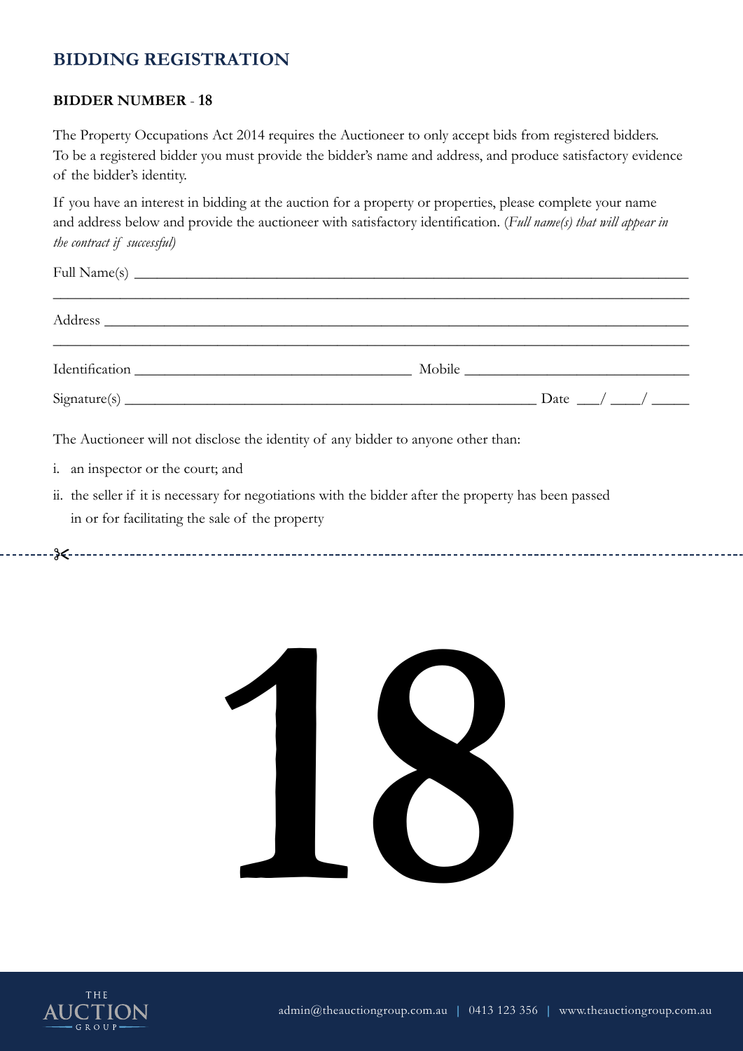## BIDDING REGISTRATION

**BIDDER NUMBER - 18**

The Property Occupations Act 2014 requires the Auctioneer to only accept bids from registered bidders. To be a registered bidder you must provide the bidder's name and address, and produce satisfactory evidence of the bidder's identity.

If you have an interest in bidding at the auction for a property or properties, please complete your name and address below and provide the auctioneer with satisfactory identification. (*Full name(s) that will appear in the contract if successful*)

Full Name(s) ____________________________________________________________

____________________________________________________________

Address ____________________________________________________________

____________________________________________________________

Identification ______________________________ Mobile ______________________

Signature(s) ____________________________________________ Date ___/ ___/ _____

The Auctioneer will not disclose the identity of any bidder to anyone other than:

i. an inspector or the court; and

ii. the seller if it is necessary for negotiations with the bidder after the property has been passed in or for facilitating the sale of the property

---

# 18

admin@theauctiongroup.com.au | 0413 123 356 | www.theauctiongroup.com.au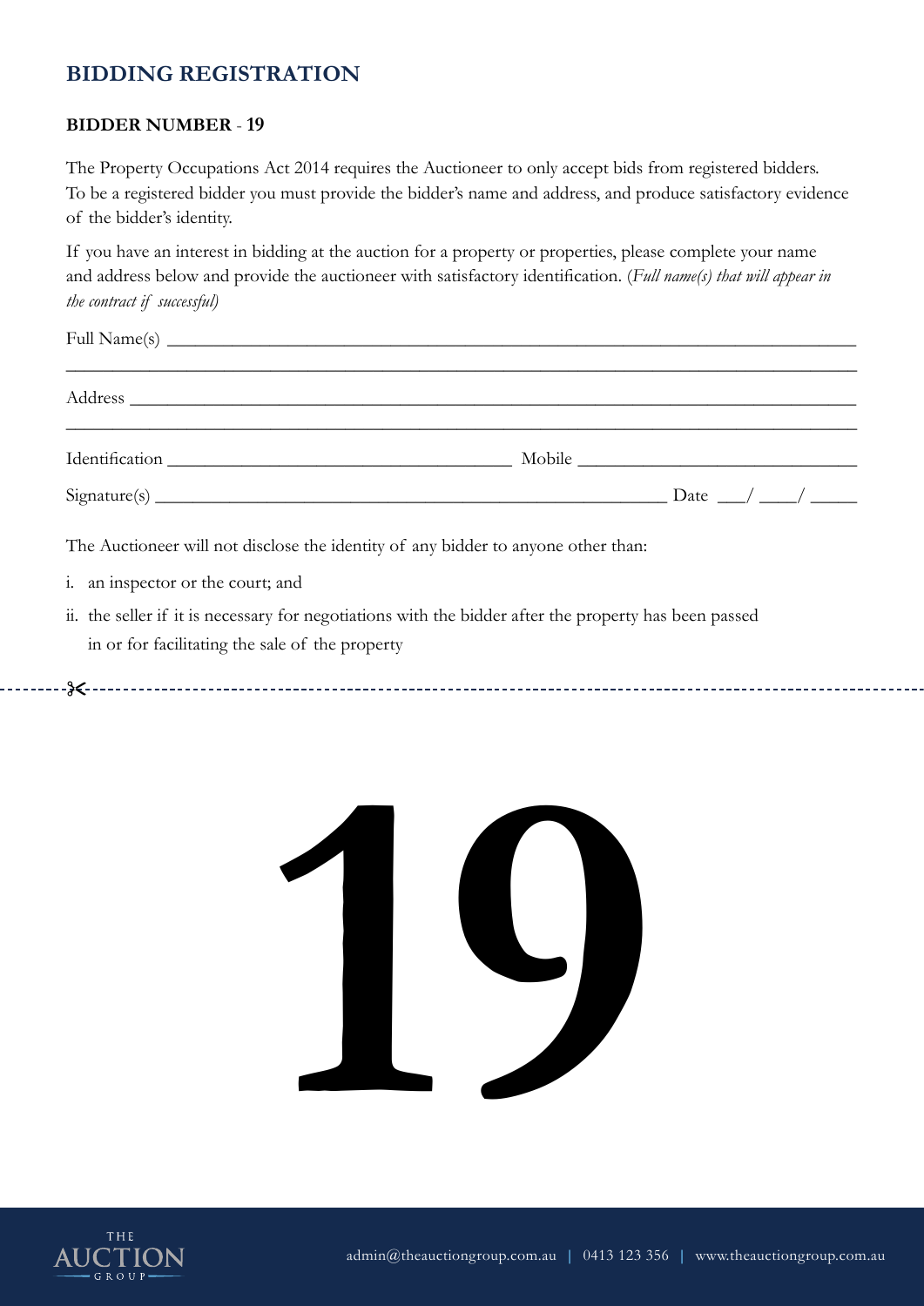## BIDDING REGISTRATION

**BIDDER NUMBER - 19**

The Property Occupations Act 2014 requires the Auctioneer to only accept bids from registered bidders. To be a registered bidder you must provide the bidder's name and address, and produce satisfactory evidence of the bidder's identity.

If you have an interest in bidding at the auction for a property or properties, please complete your name and address below and provide the auctioneer with satisfactory identification. (*Full name(s) that will appear in the contract if successful)*

Full Name(s) ____________________________________________________________

________________________________________________________________________

Address ________________________________________________________________

________________________________________________________________________

Identification ______________________________ Mobile ________________________

Signature(s) ____________________________________________ Date ___/ ___/ _____

The Auctioneer will not disclose the identity of any bidder to anyone other than:

i. an inspector or the court; and

ii. the seller if it is necessary for negotiations with the bidder after the property has been passed in or for facilitating the sale of the property

---

# 19

admin@theauctiongroup.com.au | 0413 123 356 | www.theauctiongroup.com.au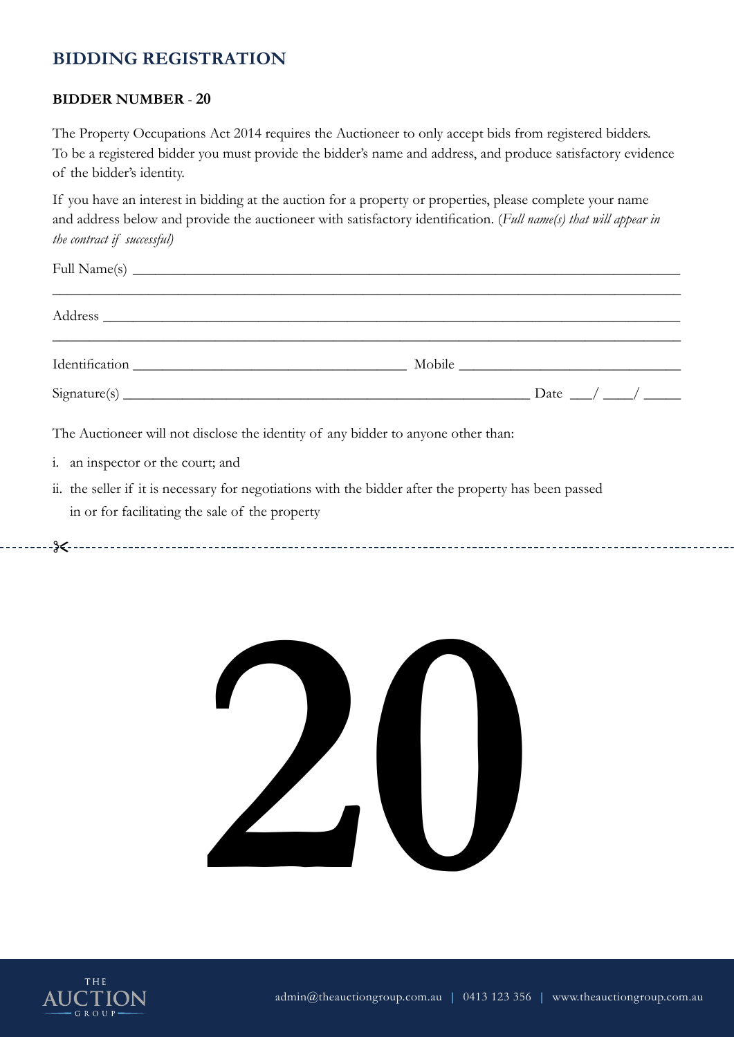## BIDDING REGISTRATION

**BIDDER NUMBER - 20**

The Property Occupations Act 2014 requires the Auctioneer to only accept bids from registered bidders. To be a registered bidder you must provide the bidder's name and address, and produce satisfactory evidence of the bidder's identity.

If you have an interest in bidding at the auction for a property or properties, please complete your name and address below and provide the auctioneer with satisfactory identification. (*Full name(s) that will appear in the contract if successful)*

Full Name(s) ____________________________________________________________________________
__________________________________________________________________________________________

Address _________________________________________________________________________________
__________________________________________________________________________________________

Identification ______________________________________ Mobile ______________________________

Signature(s) ________________________________________________________ Date ___/ ___/ _____

The Auctioneer will not disclose the identity of any bidder to anyone other than:

i. an inspector or the court; and

ii. the seller if it is necessary for negotiations with the bidder after the property has been passed in or for facilitating the sale of the property

# 20

admin@theauctiongroup.com.au | 0413 123 356 | www.theauctiongroup.com.au